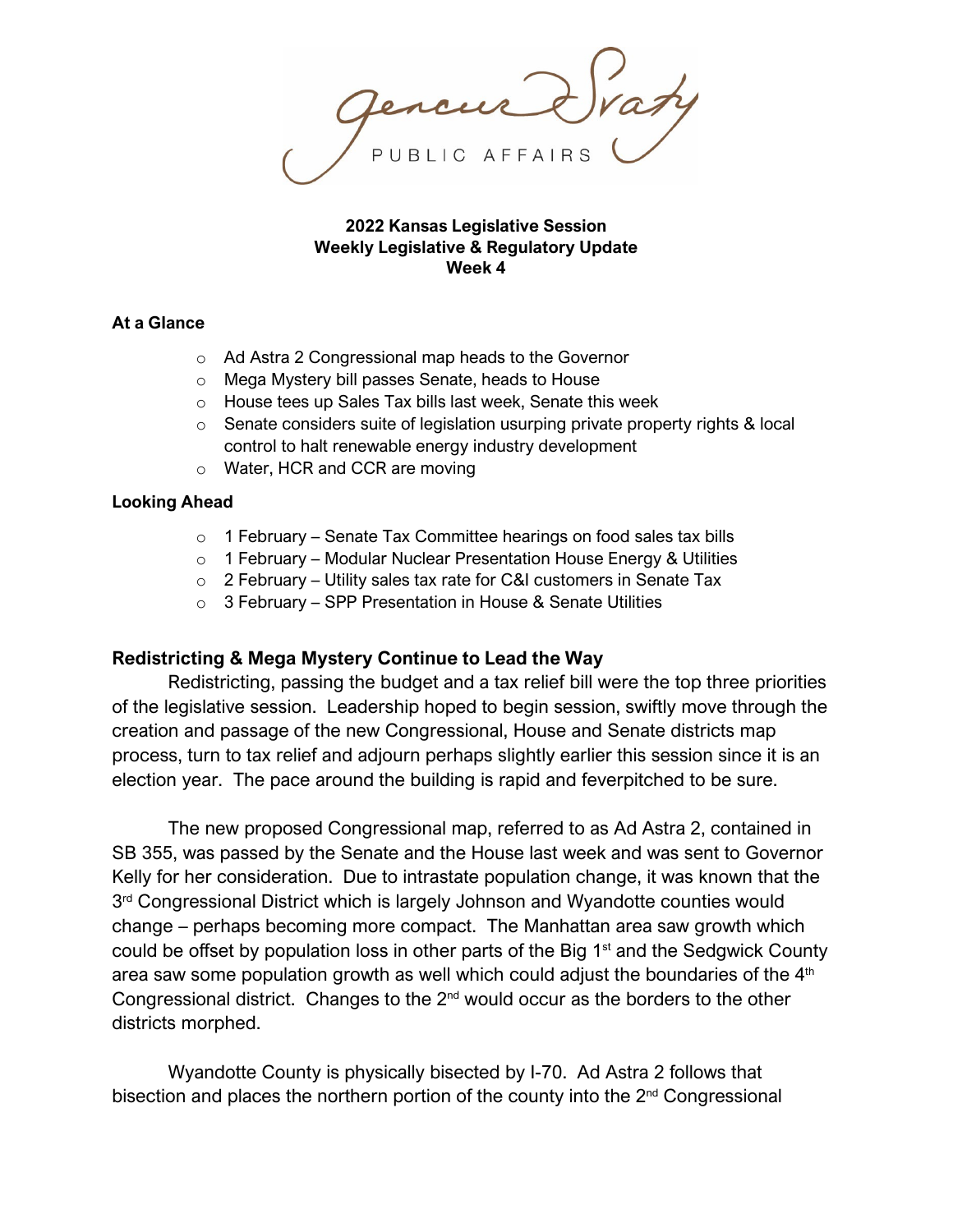Gencur Svaty

PUBLIC AFFAIRS

**2022 Kansas Legislative Session**
**Weekly Legislative & Regulatory Update**
**Week 4**

**At a Glance**

- Ad Astra 2 Congressional map heads to the Governor
- Mega Mystery bill passes Senate, heads to House
- House tees up Sales Tax bills last week, Senate this week
- Senate considers suite of legislation usurping private property rights & local control to halt renewable energy industry development
- Water, HCR and CCR are moving

**Looking Ahead**

- 1 February – Senate Tax Committee hearings on food sales tax bills
- 1 February – Modular Nuclear Presentation House Energy & Utilities
- 2 February – Utility sales tax rate for C&I customers in Senate Tax
- 3 February – SPP Presentation in House & Senate Utilities

## Redistricting & Mega Mystery Continue to Lead the Way

Redistricting, passing the budget and a tax relief bill were the top three priorities of the legislative session. Leadership hoped to begin session, swiftly move through the creation and passage of the new Congressional, House and Senate districts map process, turn to tax relief and adjourn perhaps slightly earlier this session since it is an election year. The pace around the building is rapid and feverpitched to be sure.

The new proposed Congressional map, referred to as Ad Astra 2, contained in SB 355, was passed by the Senate and the House last week and was sent to Governor Kelly for her consideration. Due to intrastate population change, it was known that the 3rd Congressional District which is largely Johnson and Wyandotte counties would change – perhaps becoming more compact. The Manhattan area saw growth which could be offset by population loss in other parts of the Big 1st and the Sedgwick County area saw some population growth as well which could adjust the boundaries of the 4th Congressional district. Changes to the 2nd would occur as the borders to the other districts morphed.

Wyandotte County is physically bisected by I-70. Ad Astra 2 follows that bisection and places the northern portion of the county into the 2nd Congressional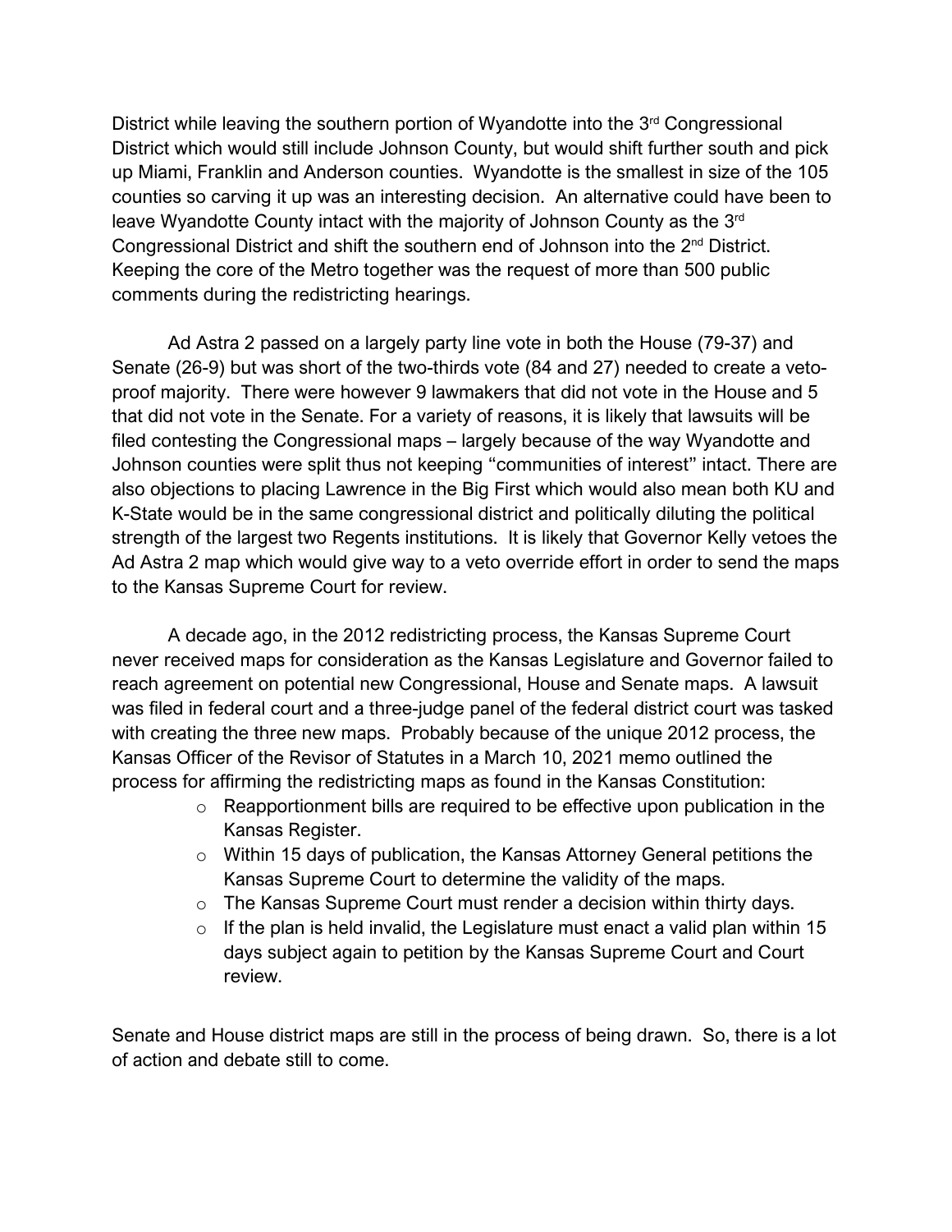District while leaving the southern portion of Wyandotte into the 3rd Congressional District which would still include Johnson County, but would shift further south and pick up Miami, Franklin and Anderson counties. Wyandotte is the smallest in size of the 105 counties so carving it up was an interesting decision. An alternative could have been to leave Wyandotte County intact with the majority of Johnson County as the 3rd Congressional District and shift the southern end of Johnson into the 2nd District. Keeping the core of the Metro together was the request of more than 500 public comments during the redistricting hearings.

Ad Astra 2 passed on a largely party line vote in both the House (79-37) and Senate (26-9) but was short of the two-thirds vote (84 and 27) needed to create a veto-proof majority. There were however 9 lawmakers that did not vote in the House and 5 that did not vote in the Senate. For a variety of reasons, it is likely that lawsuits will be filed contesting the Congressional maps – largely because of the way Wyandotte and Johnson counties were split thus not keeping "communities of interest" intact. There are also objections to placing Lawrence in the Big First which would also mean both KU and K-State would be in the same congressional district and politically diluting the political strength of the largest two Regents institutions. It is likely that Governor Kelly vetoes the Ad Astra 2 map which would give way to a veto override effort in order to send the maps to the Kansas Supreme Court for review.

A decade ago, in the 2012 redistricting process, the Kansas Supreme Court never received maps for consideration as the Kansas Legislature and Governor failed to reach agreement on potential new Congressional, House and Senate maps. A lawsuit was filed in federal court and a three-judge panel of the federal district court was tasked with creating the three new maps. Probably because of the unique 2012 process, the Kansas Officer of the Revisor of Statutes in a March 10, 2021 memo outlined the process for affirming the redistricting maps as found in the Kansas Constitution:

- Reapportionment bills are required to be effective upon publication in the Kansas Register.
- Within 15 days of publication, the Kansas Attorney General petitions the Kansas Supreme Court to determine the validity of the maps.
- The Kansas Supreme Court must render a decision within thirty days.
- If the plan is held invalid, the Legislature must enact a valid plan within 15 days subject again to petition by the Kansas Supreme Court and Court review.

Senate and House district maps are still in the process of being drawn. So, there is a lot of action and debate still to come.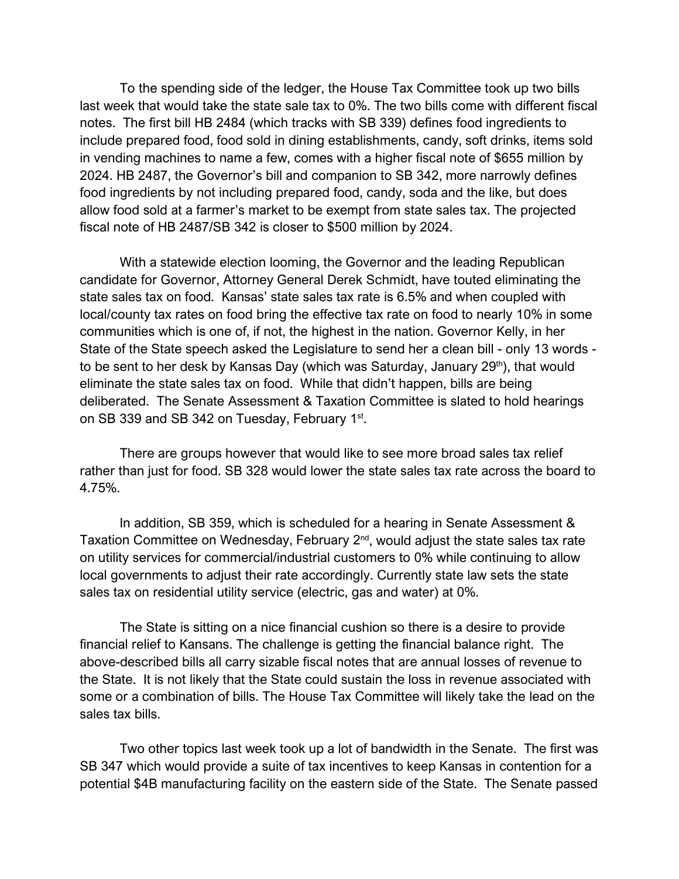To the spending side of the ledger, the House Tax Committee took up two bills last week that would take the state sale tax to 0%. The two bills come with different fiscal notes. The first bill HB 2484 (which tracks with SB 339) defines food ingredients to include prepared food, food sold in dining establishments, candy, soft drinks, items sold in vending machines to name a few, comes with a higher fiscal note of $655 million by 2024. HB 2487, the Governor's bill and companion to SB 342, more narrowly defines food ingredients by not including prepared food, candy, soda and the like, but does allow food sold at a farmer's market to be exempt from state sales tax. The projected fiscal note of HB 2487/SB 342 is closer to $500 million by 2024.

With a statewide election looming, the Governor and the leading Republican candidate for Governor, Attorney General Derek Schmidt, have touted eliminating the state sales tax on food. Kansas' state sales tax rate is 6.5% and when coupled with local/county tax rates on food bring the effective tax rate on food to nearly 10% in some communities which is one of, if not, the highest in the nation. Governor Kelly, in her State of the State speech asked the Legislature to send her a clean bill - only 13 words - to be sent to her desk by Kansas Day (which was Saturday, January 29th), that would eliminate the state sales tax on food. While that didn't happen, bills are being deliberated. The Senate Assessment & Taxation Committee is slated to hold hearings on SB 339 and SB 342 on Tuesday, February 1st.

There are groups however that would like to see more broad sales tax relief rather than just for food. SB 328 would lower the state sales tax rate across the board to 4.75%.

In addition, SB 359, which is scheduled for a hearing in Senate Assessment & Taxation Committee on Wednesday, February 2nd, would adjust the state sales tax rate on utility services for commercial/industrial customers to 0% while continuing to allow local governments to adjust their rate accordingly. Currently state law sets the state sales tax on residential utility service (electric, gas and water) at 0%.

The State is sitting on a nice financial cushion so there is a desire to provide financial relief to Kansans. The challenge is getting the financial balance right. The above-described bills all carry sizable fiscal notes that are annual losses of revenue to the State. It is not likely that the State could sustain the loss in revenue associated with some or a combination of bills. The House Tax Committee will likely take the lead on the sales tax bills.

Two other topics last week took up a lot of bandwidth in the Senate. The first was SB 347 which would provide a suite of tax incentives to keep Kansas in contention for a potential $4B manufacturing facility on the eastern side of the State. The Senate passed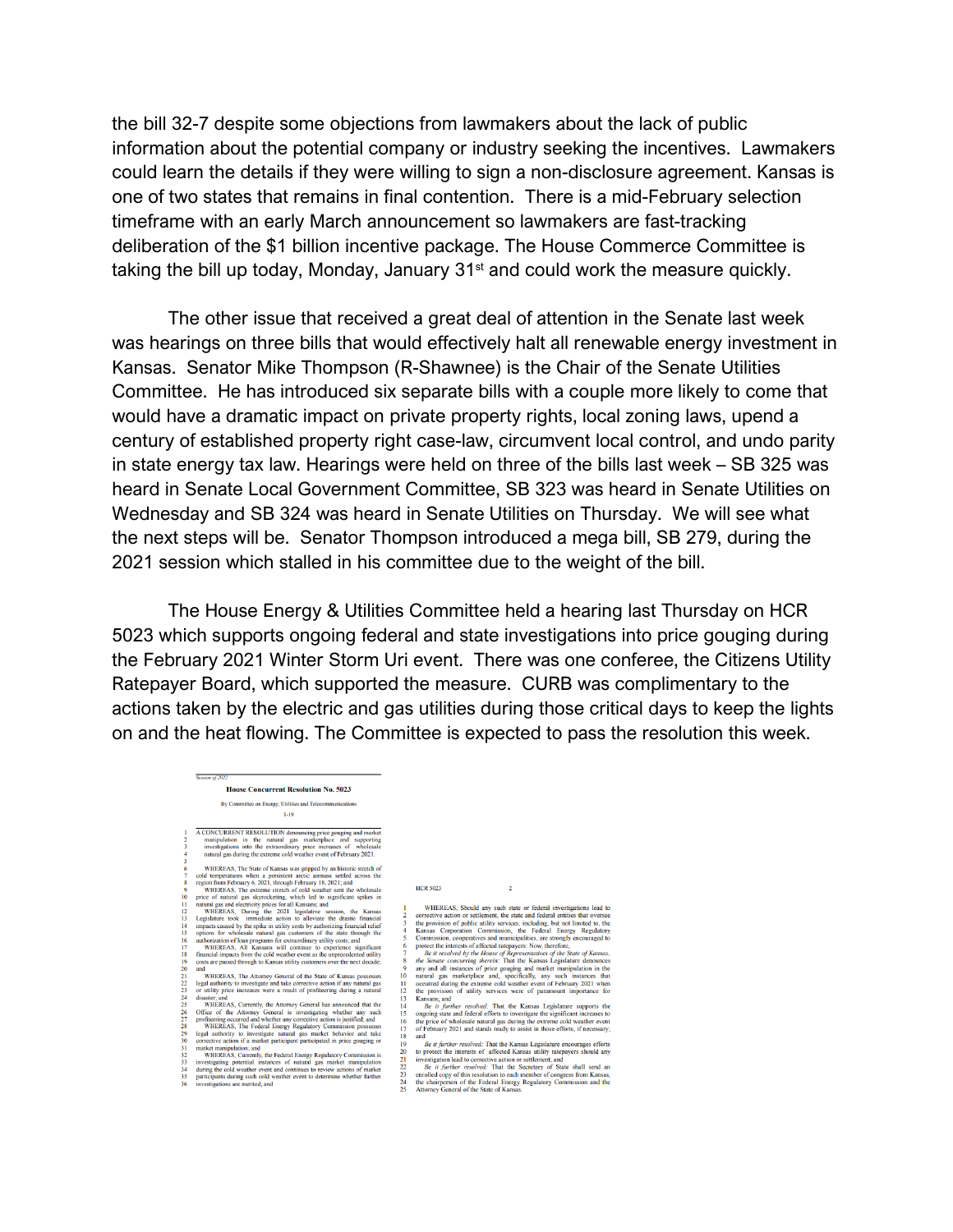the bill 32-7 despite some objections from lawmakers about the lack of public information about the potential company or industry seeking the incentives. Lawmakers could learn the details if they were willing to sign a non-disclosure agreement. Kansas is one of two states that remains in final contention. There is a mid-February selection timeframe with an early March announcement so lawmakers are fast-tracking deliberation of the $1 billion incentive package. The House Commerce Committee is taking the bill up today, Monday, January 31st and could work the measure quickly.

The other issue that received a great deal of attention in the Senate last week was hearings on three bills that would effectively halt all renewable energy investment in Kansas. Senator Mike Thompson (R-Shawnee) is the Chair of the Senate Utilities Committee. He has introduced six separate bills with a couple more likely to come that would have a dramatic impact on private property rights, local zoning laws, upend a century of established property right case-law, circumvent local control, and undo parity in state energy tax law. Hearings were held on three of the bills last week – SB 325 was heard in Senate Local Government Committee, SB 323 was heard in Senate Utilities on Wednesday and SB 324 was heard in Senate Utilities on Thursday. We will see what the next steps will be. Senator Thompson introduced a mega bill, SB 279, during the 2021 session which stalled in his committee due to the weight of the bill.

The House Energy & Utilities Committee held a hearing last Thursday on HCR 5023 which supports ongoing federal and state investigations into price gouging during the February 2021 Winter Storm Uri event. There was one conferee, the Citizens Utility Ratepayer Board, which supported the measure. CURB was complimentary to the actions taken by the electric and gas utilities during those critical days to keep the lights on and the heat flowing. The Committee is expected to pass the resolution this week.

*Session of 2022*

**House Concurrent Resolution No. 5023**

By Committee on Energy, Utilities and Telecommunications

1-19

A CONCURRENT RESOLUTION denouncing price gouging and market manipulation in the natural gas marketplace and supporting investigations into the extraordinary price increases of wholesale natural gas during the extreme cold weather event of February 2021.

WHEREAS, The State of Kansas was gripped by an historic stretch of cold temperatures when a persistent arctic airmass settled across the region from February 6, 2021, through February 18, 2021; and

WHEREAS, The extreme stretch of cold weather sent the wholesale price of natural gas skyrocketing, which led to significant spikes in natural gas and electricity prices for all Kansans; and

WHEREAS, During the 2021 legislative session, the Kansas Legislature took immediate action to alleviate the drastic financial impacts caused by the spike in utility costs by authorizing financial relief options for wholesale natural gas customers of the state through the authorization of loan programs for extraordinary utility costs; and

WHEREAS, All Kansans will continue to experience significant financial impacts from the cold weather event as the unprecedented utility costs are passed through to Kansas utility customers over the next decade; and

WHEREAS, The Attorney General of the State of Kansas possesses legal authority to investigate and take corrective action if any natural gas or utility price increases were a result of profiteering during a natural disaster; and

WHEREAS, Currently, the Attorney General has announced that the Office of the Attorney General is investigating whether any such profiteering occurred and whether any corrective action is justified; and

WHEREAS, The Federal Energy Regulatory Commission possesses legal authority to investigate natural gas market behavior and take corrective action if a market participant participated in price gouging or market manipulation; and

WHEREAS, Currently, the Federal Energy Regulatory Commission is investigating potential instances of natural gas market manipulation during the cold weather event and continues to review actions of market participants during such cold weather event to determine whether further investigations are merited; and

HCR 5023 2

WHEREAS, Should any such state or federal investigations lead to corrective action or settlement, the state and federal entities that oversee the provision of public utility services, including, but not limited to, the Kansas Corporation Commission, the Federal Energy Regulatory Commission, cooperatives and municipalities, are strongly encouraged to protect the interests of affected ratepayers: Now, therefore,

*Be it resolved by the House of Representatives of the State of Kansas, the Senate concurring therein:* That the Kansas Legislature denounces any and all instances of price gouging and market manipulation in the natural gas marketplace and, specifically, any such instances that occurred during the extreme cold weather event of February 2021 when the provision of utility services were of paramount importance for Kansans; and

*Be it further resolved:* That the Kansas Legislature supports the ongoing state and federal efforts to investigate the significant increases to the price of wholesale natural gas during the extreme cold weather event of February 2021 and stands ready to assist in those efforts, if necessary; and

*Be it further resolved:* That the Kansas Legislature encourages efforts to protect the interests of affected Kansas utility ratepayers should any investigation lead to corrective action or settlement; and

*Be it further resolved:* That the Secretary of State shall send an enrolled copy of this resolution to each member of congress from Kansas, the chairperson of the Federal Energy Regulatory Commission and the Attorney General of the State of Kansas.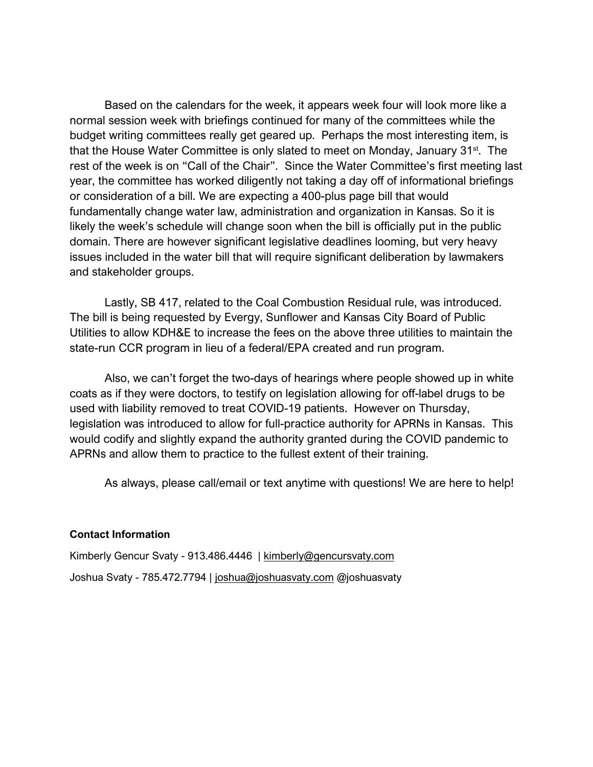Based on the calendars for the week, it appears week four will look more like a normal session week with briefings continued for many of the committees while the budget writing committees really get geared up. Perhaps the most interesting item, is that the House Water Committee is only slated to meet on Monday, January 31st. The rest of the week is on "Call of the Chair". Since the Water Committee's first meeting last year, the committee has worked diligently not taking a day off of informational briefings or consideration of a bill. We are expecting a 400-plus page bill that would fundamentally change water law, administration and organization in Kansas. So it is likely the week's schedule will change soon when the bill is officially put in the public domain. There are however significant legislative deadlines looming, but very heavy issues included in the water bill that will require significant deliberation by lawmakers and stakeholder groups.

Lastly, SB 417, related to the Coal Combustion Residual rule, was introduced. The bill is being requested by Evergy, Sunflower and Kansas City Board of Public Utilities to allow KDH&E to increase the fees on the above three utilities to maintain the state-run CCR program in lieu of a federal/EPA created and run program.

Also, we can't forget the two-days of hearings where people showed up in white coats as if they were doctors, to testify on legislation allowing for off-label drugs to be used with liability removed to treat COVID-19 patients. However on Thursday, legislation was introduced to allow for full-practice authority for APRNs in Kansas. This would codify and slightly expand the authority granted during the COVID pandemic to APRNs and allow them to practice to the fullest extent of their training.

As always, please call/email or text anytime with questions! We are here to help!

**Contact Information**

Kimberly Gencur Svaty - 913.486.4446 | kimberly@gencursvaty.com

Joshua Svaty - 785.472.7794 | joshua@joshuasvaty.com @joshuasvaty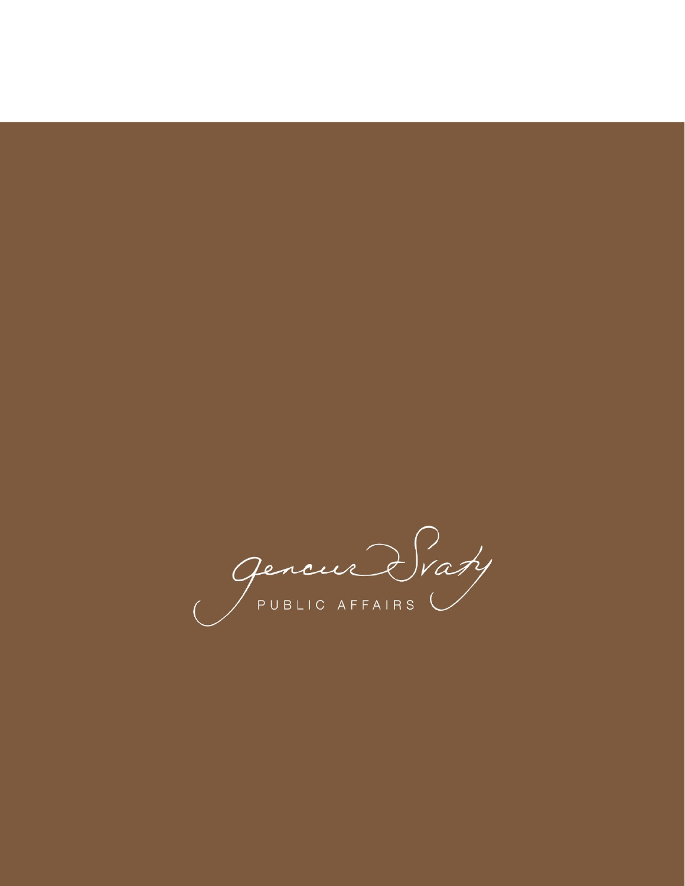Gencur Svaty

PUBLIC AFFAIRS